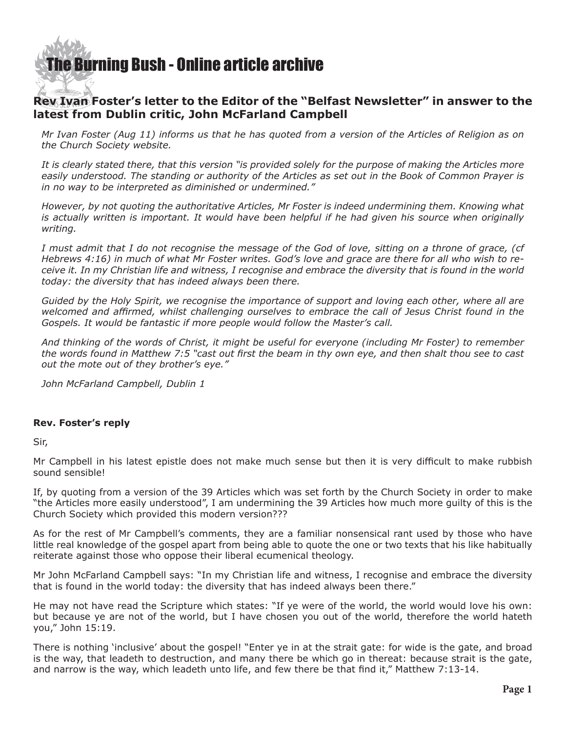# The Burning Bush - Online article archive

## Rev Ivan Foster's letter to the Editor of the "Belfast Newsletter" in answer to the latest from Dublin critic, John McFarland Campbell

*Mr Ivan Foster (Aug 11) informs us that he has quoted from a version of the Articles of Religion as on the Church Society website.*

*It is clearly stated there, that this version "is provided solely for the purpose of making the Articles more easily understood. The standing or authority of the Articles as set out in the Book of Common Prayer is in no way to be interpreted as diminished or undermined."*

*However, by not quoting the authoritative Articles, Mr Foster is indeed undermining them. Knowing what is actually written is important. It would have been helpful if he had given his source when originally writing.*

*I must admit that I do not recognise the message of the God of love, sitting on a throne of grace, (cf Hebrews 4:16) in much of what Mr Foster writes. God's love and grace are there for all who wish to receive it. In my Christian life and witness, I recognise and embrace the diversity that is found in the world today: the diversity that has indeed always been there.*

*Guided by the Holy Spirit, we recognise the importance of support and loving each other, where all are welcomed and affirmed, whilst challenging ourselves to embrace the call of Jesus Christ found in the Gospels. It would be fantastic if more people would follow the Master's call.*

*And thinking of the words of Christ, it might be useful for everyone (including Mr Foster) to remember the words found in Matthew 7:5 "cast out first the beam in thy own eye, and then shalt thou see to cast out the mote out of they brother's eye."*

*John McFarland Campbell, Dublin 1*

**Rev. Foster's reply**

Sir,

Mr Campbell in his latest epistle does not make much sense but then it is very difficult to make rubbish sound sensible!

If, by quoting from a version of the 39 Articles which was set forth by the Church Society in order to make "the Articles more easily understood", I am undermining the 39 Articles how much more guilty of this is the Church Society which provided this modern version???

As for the rest of Mr Campbell's comments, they are a familiar nonsensical rant used by those who have little real knowledge of the gospel apart from being able to quote the one or two texts that his like habitually reiterate against those who oppose their liberal ecumenical theology.

Mr John McFarland Campbell says: "In my Christian life and witness, I recognise and embrace the diversity that is found in the world today: the diversity that has indeed always been there."

He may not have read the Scripture which states: "If ye were of the world, the world would love his own: but because ye are not of the world, but I have chosen you out of the world, therefore the world hateth you," John 15:19.

There is nothing 'inclusive' about the gospel! "Enter ye in at the strait gate: for wide is the gate, and broad is the way, that leadeth to destruction, and many there be which go in thereat: because strait is the gate, and narrow is the way, which leadeth unto life, and few there be that find it," Matthew 7:13-14.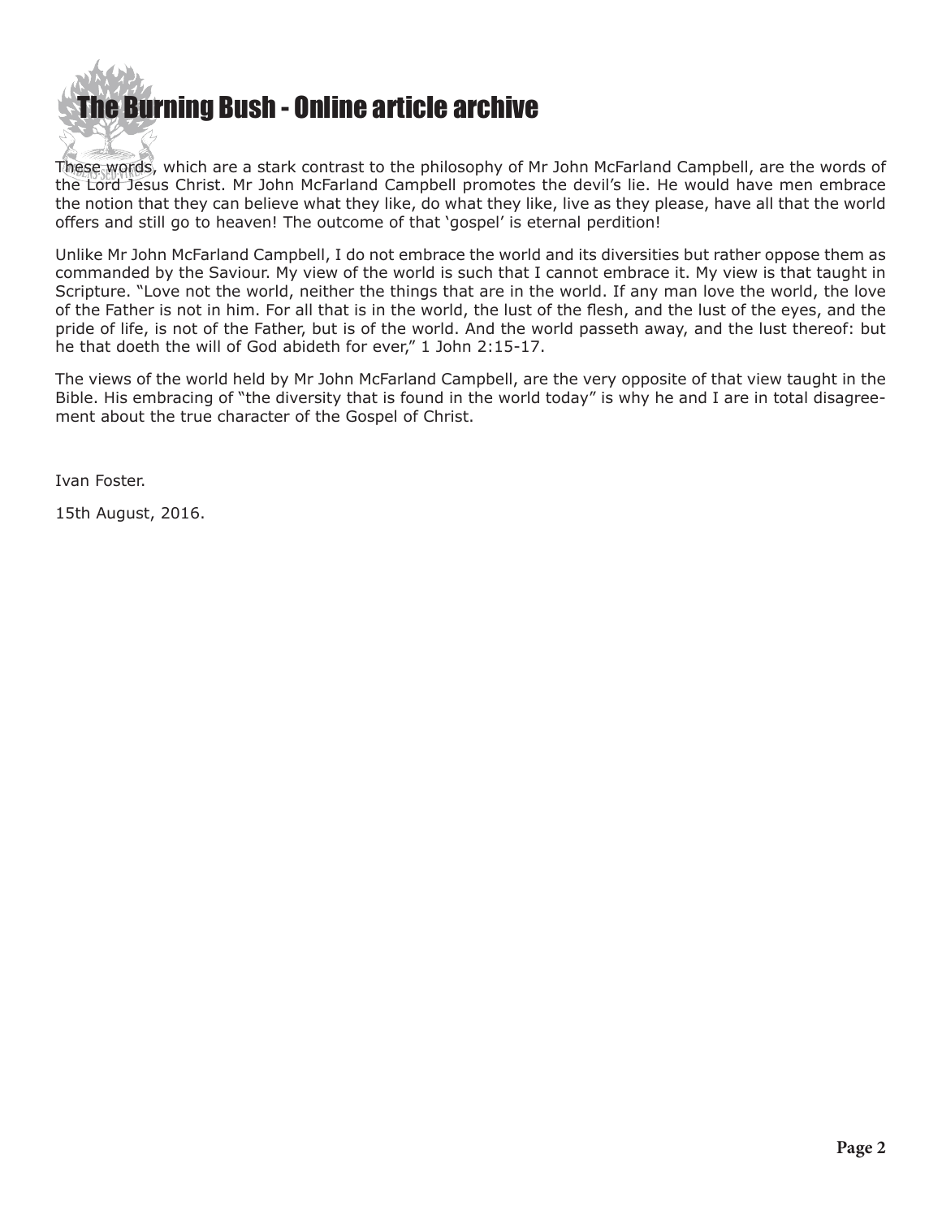These words, which are a stark contrast to the philosophy of Mr John McFarland Campbell, are the words of the Lord Jesus Christ. Mr John McFarland Campbell promotes the devil's lie. He would have men embrace the notion that they can believe what they like, do what they like, live as they please, have all that the world offers and still go to heaven! The outcome of that 'gospel' is eternal perdition!

Unlike Mr John McFarland Campbell, I do not embrace the world and its diversities but rather oppose them as commanded by the Saviour. My view of the world is such that I cannot embrace it. My view is that taught in Scripture. "Love not the world, neither the things that are in the world. If any man love the world, the love of the Father is not in him. For all that is in the world, the lust of the flesh, and the lust of the eyes, and the pride of life, is not of the Father, but is of the world. And the world passeth away, and the lust thereof: but he that doeth the will of God abideth for ever," 1 John 2:15-17.

The views of the world held by Mr John McFarland Campbell, are the very opposite of that view taught in the Bible. His embracing of "the diversity that is found in the world today" is why he and I are in total disagreement about the true character of the Gospel of Christ.

Ivan Foster.

15th August, 2016.